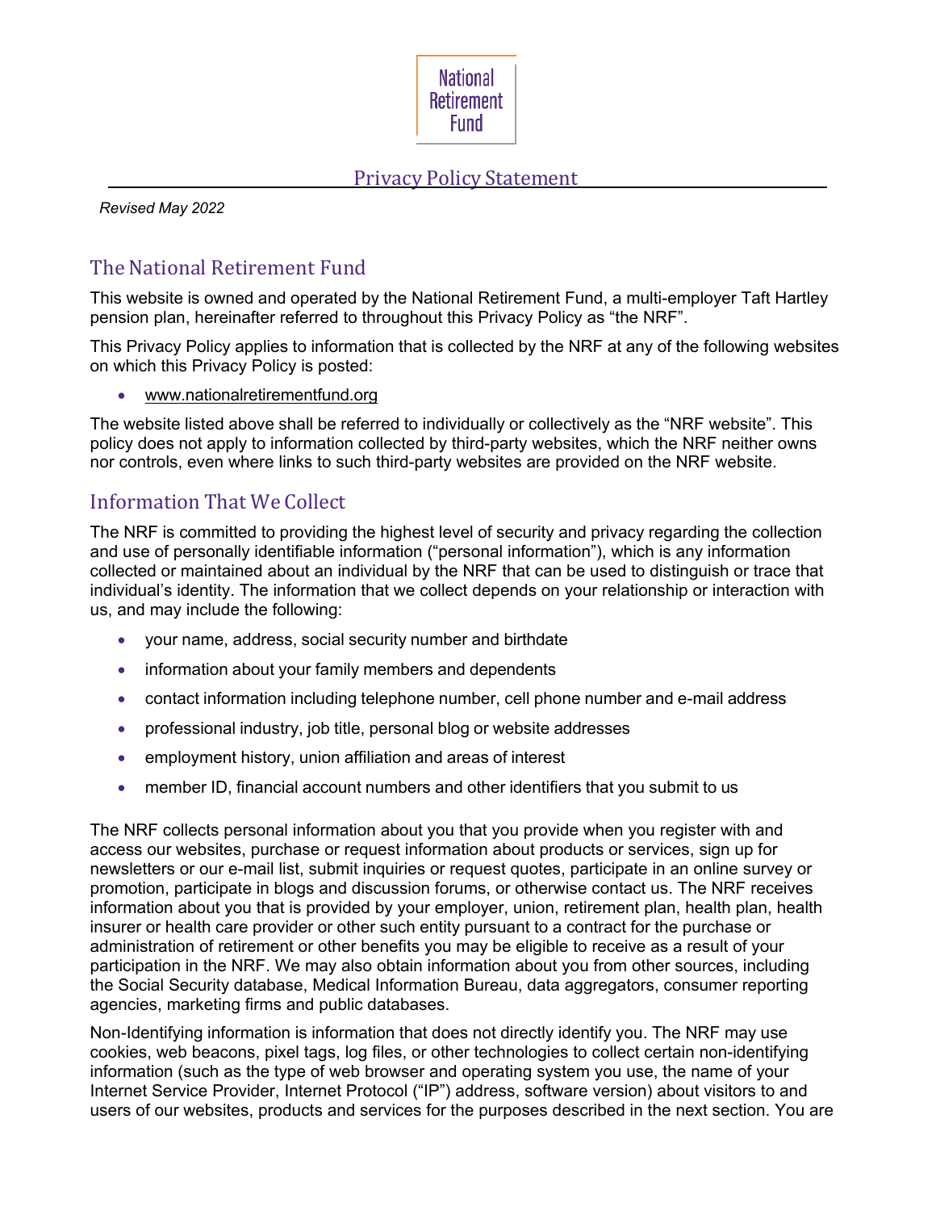National Retirement Fund

# Privacy Policy Statement

*Revised May 2022*

## The National Retirement Fund

This website is owned and operated by the National Retirement Fund, a multi-employer Taft Hartley pension plan, hereinafter referred to throughout this Privacy Policy as "the NRF".

This Privacy Policy applies to information that is collected by the NRF at any of the following websites on which this Privacy Policy is posted:

- www.nationalretirementfund.org

The website listed above shall be referred to individually or collectively as the "NRF website". This policy does not apply to information collected by third-party websites, which the NRF neither owns nor controls, even where links to such third-party websites are provided on the NRF website.

## Information That We Collect

The NRF is committed to providing the highest level of security and privacy regarding the collection and use of personally identifiable information ("personal information"), which is any information collected or maintained about an individual by the NRF that can be used to distinguish or trace that individual's identity. The information that we collect depends on your relationship or interaction with us, and may include the following:

- your name, address, social security number and birthdate
- information about your family members and dependents
- contact information including telephone number, cell phone number and e-mail address
- professional industry, job title, personal blog or website addresses
- employment history, union affiliation and areas of interest
- member ID, financial account numbers and other identifiers that you submit to us

The NRF collects personal information about you that you provide when you register with and access our websites, purchase or request information about products or services, sign up for newsletters or our e-mail list, submit inquiries or request quotes, participate in an online survey or promotion, participate in blogs and discussion forums, or otherwise contact us. The NRF receives information about you that is provided by your employer, union, retirement plan, health plan, health insurer or health care provider or other such entity pursuant to a contract for the purchase or administration of retirement or other benefits you may be eligible to receive as a result of your participation in the NRF. We may also obtain information about you from other sources, including the Social Security database, Medical Information Bureau, data aggregators, consumer reporting agencies, marketing firms and public databases.

Non-Identifying information is information that does not directly identify you. The NRF may use cookies, web beacons, pixel tags, log files, or other technologies to collect certain non-identifying information (such as the type of web browser and operating system you use, the name of your Internet Service Provider, Internet Protocol ("IP") address, software version) about visitors to and users of our websites, products and services for the purposes described in the next section. You are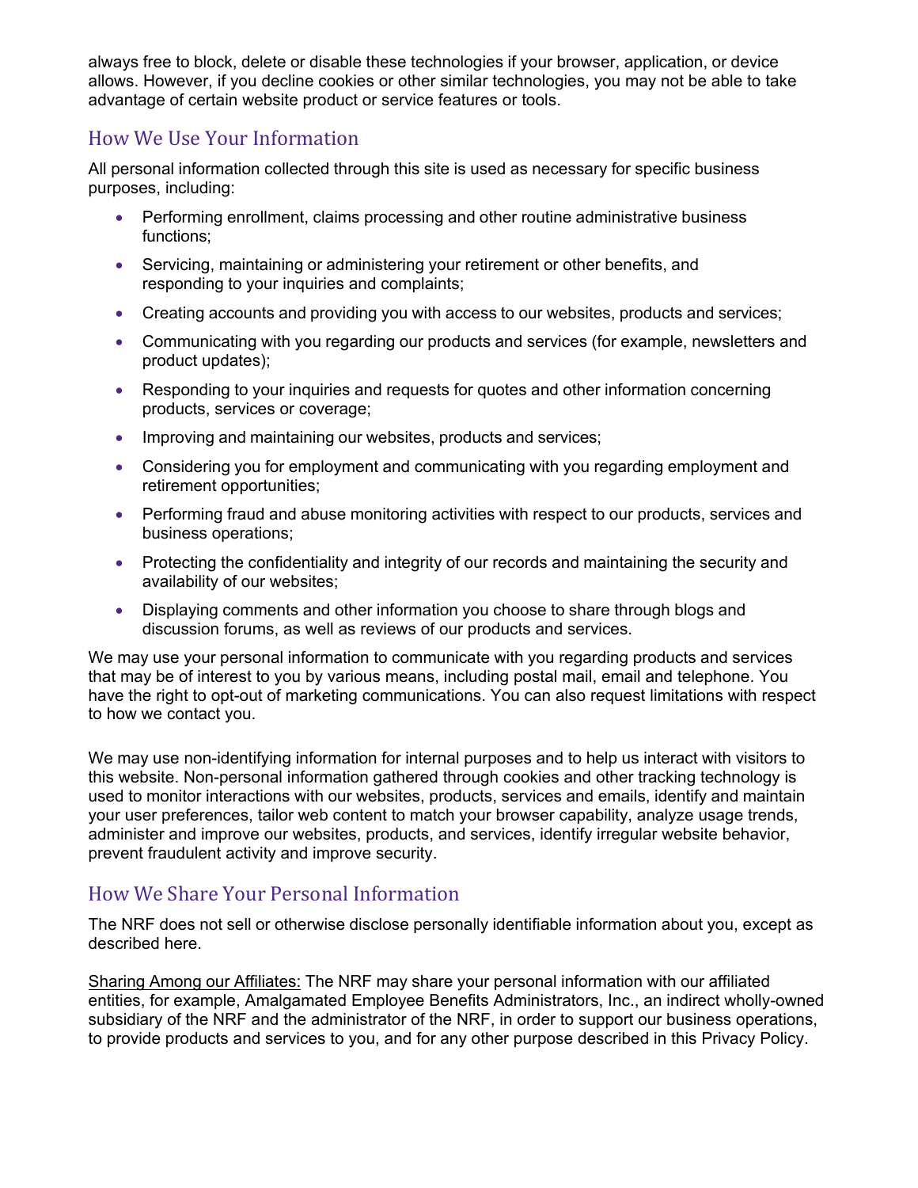always free to block, delete or disable these technologies if your browser, application, or device allows. However, if you decline cookies or other similar technologies, you may not be able to take advantage of certain website product or service features or tools.

## How We Use Your Information

All personal information collected through this site is used as necessary for specific business purposes, including:

- Performing enrollment, claims processing and other routine administrative business functions;
- Servicing, maintaining or administering your retirement or other benefits, and responding to your inquiries and complaints;
- Creating accounts and providing you with access to our websites, products and services;
- Communicating with you regarding our products and services (for example, newsletters and product updates);
- Responding to your inquiries and requests for quotes and other information concerning products, services or coverage;
- Improving and maintaining our websites, products and services;
- Considering you for employment and communicating with you regarding employment and retirement opportunities;
- Performing fraud and abuse monitoring activities with respect to our products, services and business operations;
- Protecting the confidentiality and integrity of our records and maintaining the security and availability of our websites;
- Displaying comments and other information you choose to share through blogs and discussion forums, as well as reviews of our products and services.

We may use your personal information to communicate with you regarding products and services that may be of interest to you by various means, including postal mail, email and telephone. You have the right to opt-out of marketing communications. You can also request limitations with respect to how we contact you.

We may use non-identifying information for internal purposes and to help us interact with visitors to this website. Non-personal information gathered through cookies and other tracking technology is used to monitor interactions with our websites, products, services and emails, identify and maintain your user preferences, tailor web content to match your browser capability, analyze usage trends, administer and improve our websites, products, and services, identify irregular website behavior, prevent fraudulent activity and improve security.

## How We Share Your Personal Information

The NRF does not sell or otherwise disclose personally identifiable information about you, except as described here.

Sharing Among our Affiliates: The NRF may share your personal information with our affiliated entities, for example, Amalgamated Employee Benefits Administrators, Inc., an indirect wholly-owned subsidiary of the NRF and the administrator of the NRF, in order to support our business operations, to provide products and services to you, and for any other purpose described in this Privacy Policy.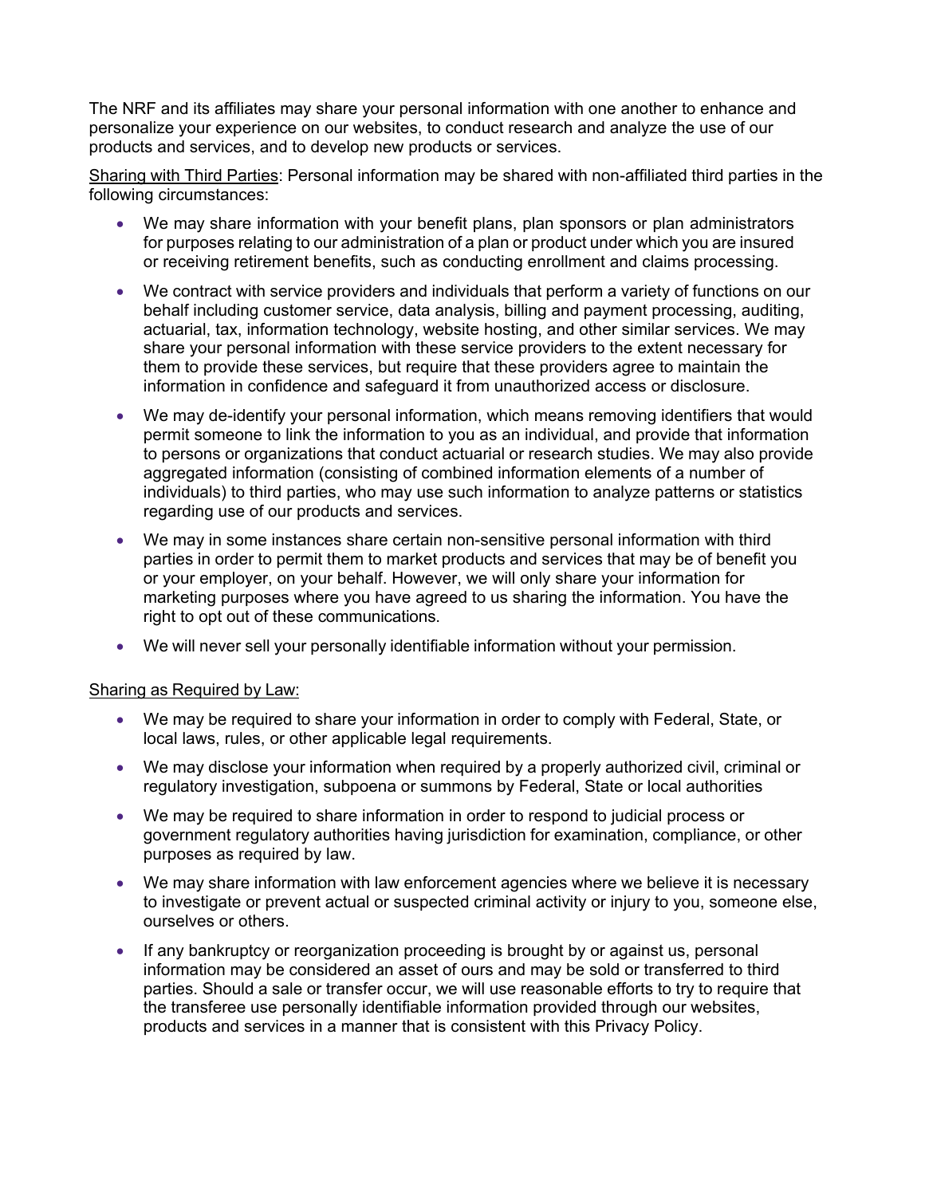The NRF and its affiliates may share your personal information with one another to enhance and personalize your experience on our websites, to conduct research and analyze the use of our products and services, and to develop new products or services.

<u>Sharing with Third Parties</u>: Personal information may be shared with non-affiliated third parties in the following circumstances:

- We may share information with your benefit plans, plan sponsors or plan administrators for purposes relating to our administration of a plan or product under which you are insured or receiving retirement benefits, such as conducting enrollment and claims processing.
- We contract with service providers and individuals that perform a variety of functions on our behalf including customer service, data analysis, billing and payment processing, auditing, actuarial, tax, information technology, website hosting, and other similar services. We may share your personal information with these service providers to the extent necessary for them to provide these services, but require that these providers agree to maintain the information in confidence and safeguard it from unauthorized access or disclosure.
- We may de-identify your personal information, which means removing identifiers that would permit someone to link the information to you as an individual, and provide that information to persons or organizations that conduct actuarial or research studies. We may also provide aggregated information (consisting of combined information elements of a number of individuals) to third parties, who may use such information to analyze patterns or statistics regarding use of our products and services.
- We may in some instances share certain non-sensitive personal information with third parties in order to permit them to market products and services that may be of benefit you or your employer, on your behalf. However, we will only share your information for marketing purposes where you have agreed to us sharing the information. You have the right to opt out of these communications.
- We will never sell your personally identifiable information without your permission.

<u>Sharing as Required by Law:</u>

- We may be required to share your information in order to comply with Federal, State, or local laws, rules, or other applicable legal requirements.
- We may disclose your information when required by a properly authorized civil, criminal or regulatory investigation, subpoena or summons by Federal, State or local authorities
- We may be required to share information in order to respond to judicial process or government regulatory authorities having jurisdiction for examination, compliance, or other purposes as required by law.
- We may share information with law enforcement agencies where we believe it is necessary to investigate or prevent actual or suspected criminal activity or injury to you, someone else, ourselves or others.
- If any bankruptcy or reorganization proceeding is brought by or against us, personal information may be considered an asset of ours and may be sold or transferred to third parties. Should a sale or transfer occur, we will use reasonable efforts to try to require that the transferee use personally identifiable information provided through our websites, products and services in a manner that is consistent with this Privacy Policy.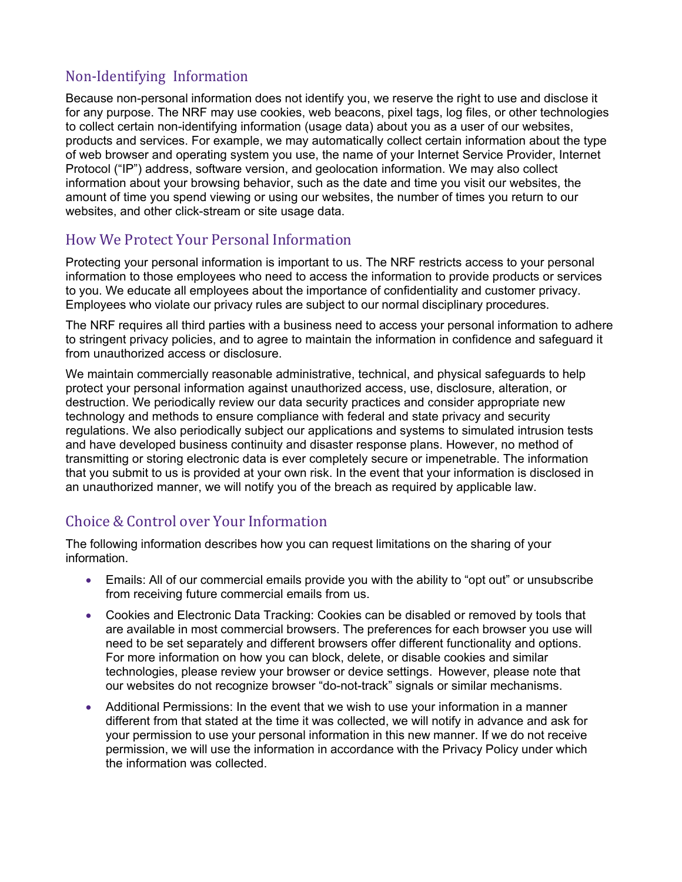## Non-Identifying  Information

Because non-personal information does not identify you, we reserve the right to use and disclose it for any purpose. The NRF may use cookies, web beacons, pixel tags, log files, or other technologies to collect certain non-identifying information (usage data) about you as a user of our websites, products and services. For example, we may automatically collect certain information about the type of web browser and operating system you use, the name of your Internet Service Provider, Internet Protocol ("IP") address, software version, and geolocation information. We may also collect information about your browsing behavior, such as the date and time you visit our websites, the amount of time you spend viewing or using our websites, the number of times you return to our websites, and other click-stream or site usage data.

## How We Protect Your Personal Information

Protecting your personal information is important to us. The NRF restricts access to your personal information to those employees who need to access the information to provide products or services to you. We educate all employees about the importance of confidentiality and customer privacy. Employees who violate our privacy rules are subject to our normal disciplinary procedures.

The NRF requires all third parties with a business need to access your personal information to adhere to stringent privacy policies, and to agree to maintain the information in confidence and safeguard it from unauthorized access or disclosure.

We maintain commercially reasonable administrative, technical, and physical safeguards to help protect your personal information against unauthorized access, use, disclosure, alteration, or destruction. We periodically review our data security practices and consider appropriate new technology and methods to ensure compliance with federal and state privacy and security regulations. We also periodically subject our applications and systems to simulated intrusion tests and have developed business continuity and disaster response plans. However, no method of transmitting or storing electronic data is ever completely secure or impenetrable. The information that you submit to us is provided at your own risk. In the event that your information is disclosed in an unauthorized manner, we will notify you of the breach as required by applicable law.

## Choice & Control over Your Information

The following information describes how you can request limitations on the sharing of your information.

- Emails: All of our commercial emails provide you with the ability to "opt out" or unsubscribe from receiving future commercial emails from us.
- Cookies and Electronic Data Tracking: Cookies can be disabled or removed by tools that are available in most commercial browsers. The preferences for each browser you use will need to be set separately and different browsers offer different functionality and options. For more information on how you can block, delete, or disable cookies and similar technologies, please review your browser or device settings.  However, please note that our websites do not recognize browser "do-not-track" signals or similar mechanisms.
- Additional Permissions: In the event that we wish to use your information in a manner different from that stated at the time it was collected, we will notify in advance and ask for your permission to use your personal information in this new manner. If we do not receive permission, we will use the information in accordance with the Privacy Policy under which the information was collected.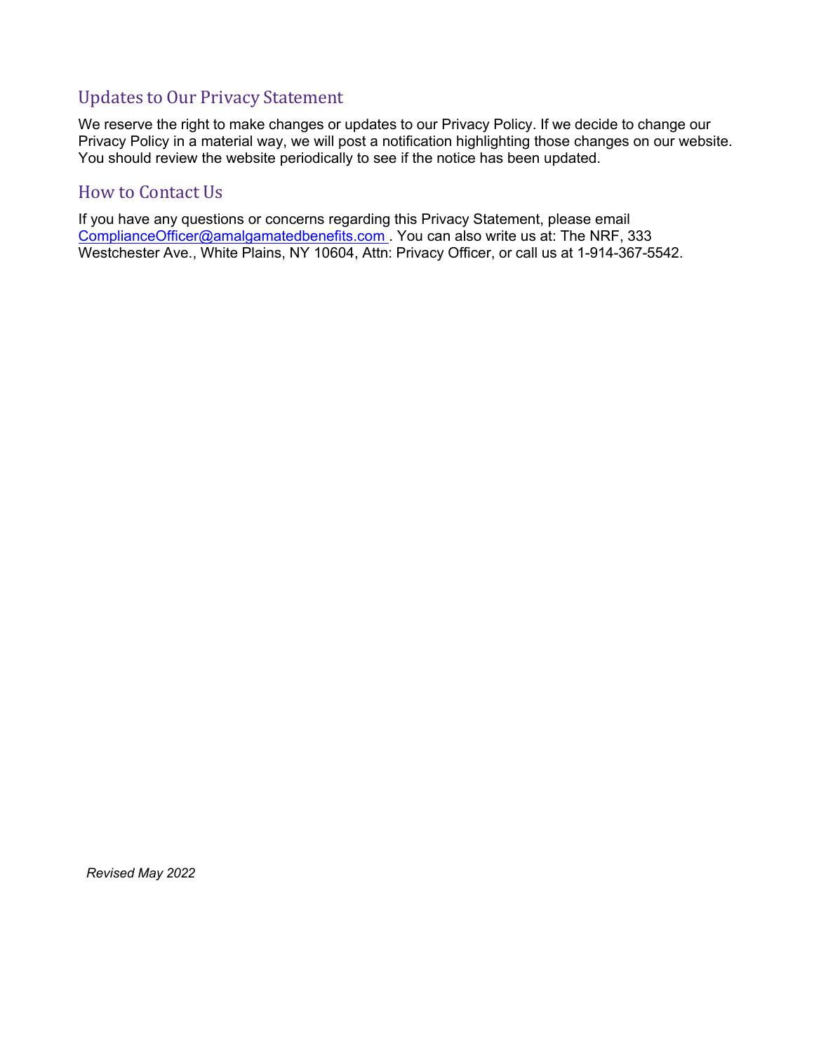## Updates to Our Privacy Statement

We reserve the right to make changes or updates to our Privacy Policy. If we decide to change our Privacy Policy in a material way, we will post a notification highlighting those changes on our website. You should review the website periodically to see if the notice has been updated.

## How to Contact Us

If you have any questions or concerns regarding this Privacy Statement, please email ComplianceOfficer@amalgamatedbenefits.com . You can also write us at: The NRF, 333 Westchester Ave., White Plains, NY 10604, Attn: Privacy Officer, or call us at 1-914-367-5542.

*Revised May 2022*